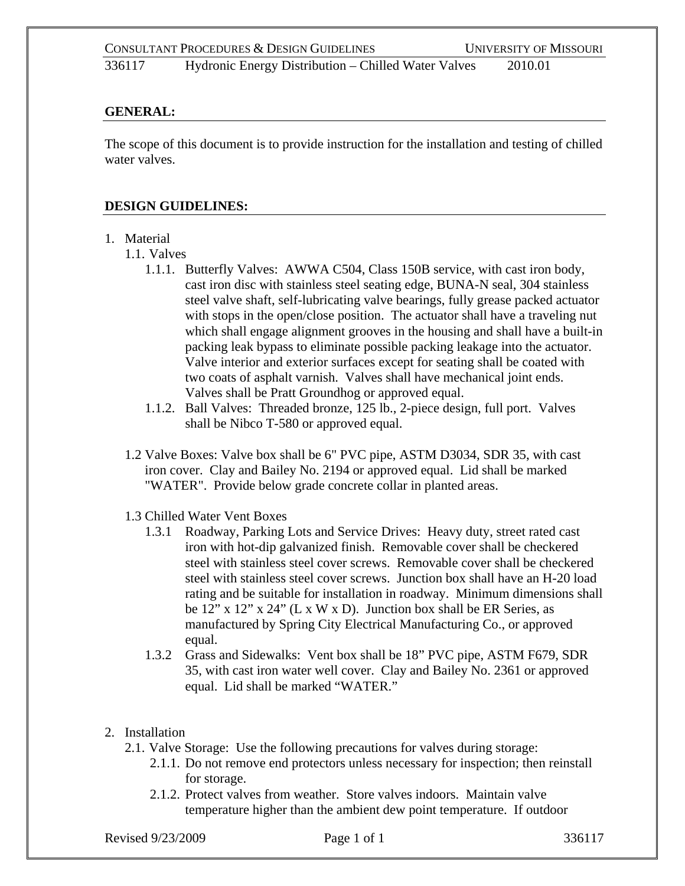## GENERAL:

The scope of this document is to provide instruction for the installation and testing of chilled water valves.

## DESIGN GUIDELINES:

1. Material
   1.1. Valves
      1.1.1. Butterfly Valves: AWWA C504, Class 150B service, with cast iron body, cast iron disc with stainless steel seating edge, BUNA-N seal, 304 stainless steel valve shaft, self-lubricating valve bearings, fully grease packed actuator with stops in the open/close position. The actuator shall have a traveling nut which shall engage alignment grooves in the housing and shall have a built-in packing leak bypass to eliminate possible packing leakage into the actuator. Valve interior and exterior surfaces except for seating shall be coated with two coats of asphalt varnish. Valves shall have mechanical joint ends. Valves shall be Pratt Groundhog or approved equal.
      1.1.2. Ball Valves: Threaded bronze, 125 lb., 2-piece design, full port. Valves shall be Nibco T-580 or approved equal.

   1.2 Valve Boxes: Valve box shall be 6" PVC pipe, ASTM D3034, SDR 35, with cast iron cover. Clay and Bailey No. 2194 or approved equal. Lid shall be marked "WATER". Provide below grade concrete collar in planted areas.

   1.3 Chilled Water Vent Boxes
      1.3.1 Roadway, Parking Lots and Service Drives: Heavy duty, street rated cast iron with hot-dip galvanized finish. Removable cover shall be checkered steel with stainless steel cover screws. Removable cover shall be checkered steel with stainless steel cover screws. Junction box shall have an H-20 load rating and be suitable for installation in roadway. Minimum dimensions shall be 12" x 12" x 24" (L x W x D). Junction box shall be ER Series, as manufactured by Spring City Electrical Manufacturing Co., or approved equal.
      1.3.2 Grass and Sidewalks: Vent box shall be 18" PVC pipe, ASTM F679, SDR 35, with cast iron water well cover. Clay and Bailey No. 2361 or approved equal. Lid shall be marked "WATER."

2. Installation
   2.1. Valve Storage: Use the following precautions for valves during storage:
      2.1.1. Do not remove end protectors unless necessary for inspection; then reinstall for storage.
      2.1.2. Protect valves from weather. Store valves indoors. Maintain valve temperature higher than the ambient dew point temperature. If outdoor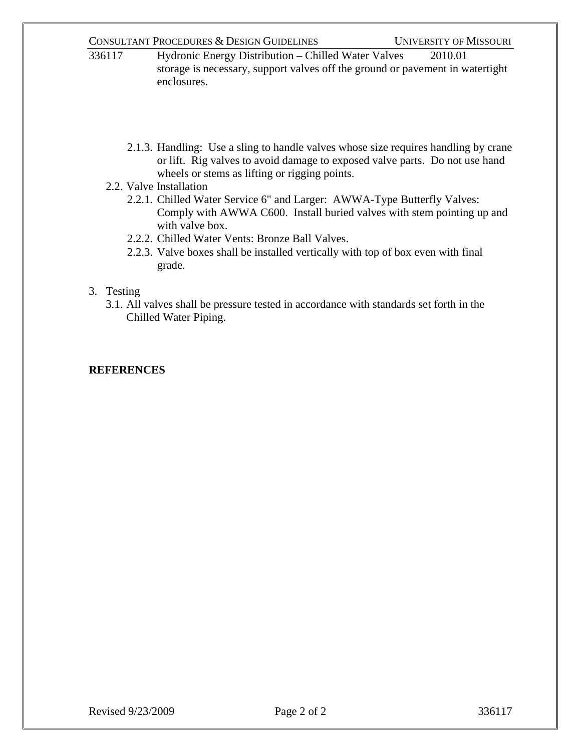storage is necessary, support valves off the ground or pavement in watertight enclosures.

- 2.1.3. Handling: Use a sling to handle valves whose size requires handling by crane or lift. Rig valves to avoid damage to exposed valve parts. Do not use hand wheels or stems as lifting or rigging points.
- 2.2. Valve Installation
  - 2.2.1. Chilled Water Service 6" and Larger: AWWA-Type Butterfly Valves: Comply with AWWA C600. Install buried valves with stem pointing up and with valve box.
  - 2.2.2. Chilled Water Vents: Bronze Ball Valves.
  - 2.2.3. Valve boxes shall be installed vertically with top of box even with final grade.

3. Testing
   - 3.1. All valves shall be pressure tested in accordance with standards set forth in the Chilled Water Piping.

**REFERENCES**